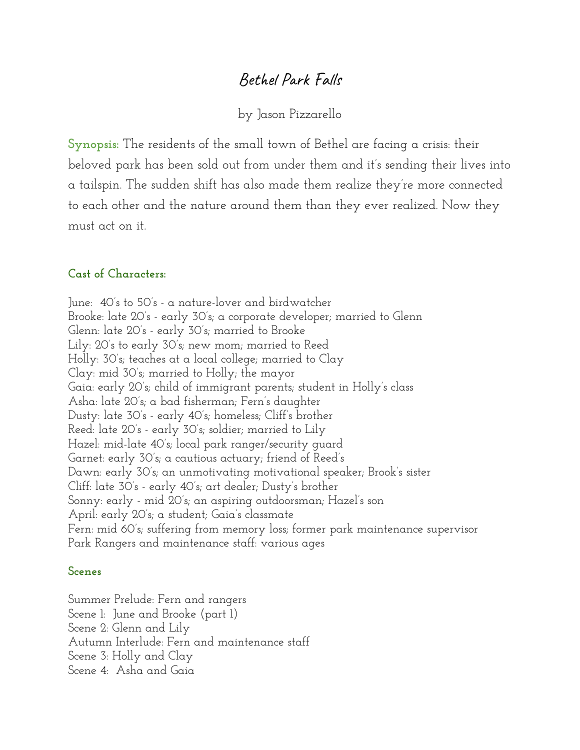# Bethel Park Falls

by Jason Pizzarello

**Synopsis:** The residents of the small town of Bethel are facing a crisis: their beloved park has been sold out from under them and it's sending their lives into a tailspin. The sudden shift has also made them realize they're more connected to each other and the nature around them than they ever realized. Now they must act on it.

### Cast of Characters:

June: 40's to 50's - a nature-lover and birdwatcher
Brooke: late 20's - early 30's; a corporate developer; married to Glenn
Glenn: late 20's - early 30's; married to Brooke
Lily: 20's to early 30's; new mom; married to Reed
Holly: 30's; teaches at a local college; married to Clay
Clay: mid 30's; married to Holly; the mayor
Gaia: early 20's; child of immigrant parents; student in Holly's class
Asha: late 20's; a bad fisherman; Fern's daughter
Dusty: late 30's - early 40's; homeless; Cliff's brother
Reed: late 20's - early 30's; soldier; married to Lily
Hazel: mid-late 40's; local park ranger/security guard
Garnet: early 30's; a cautious actuary; friend of Reed's
Dawn: early 30's; an unmotivating motivational speaker; Brook's sister
Cliff: late 30's - early 40's; art dealer; Dusty's brother
Sonny: early - mid 20's; an aspiring outdoorsman; Hazel's son
April: early 20's; a student; Gaia's classmate
Fern: mid 60's; suffering from memory loss; former park maintenance supervisor
Park Rangers and maintenance staff: various ages

### Scenes

Summer Prelude: Fern and rangers
Scene 1: June and Brooke (part 1)
Scene 2: Glenn and Lily
Autumn Interlude: Fern and maintenance staff
Scene 3: Holly and Clay
Scene 4: Asha and Gaia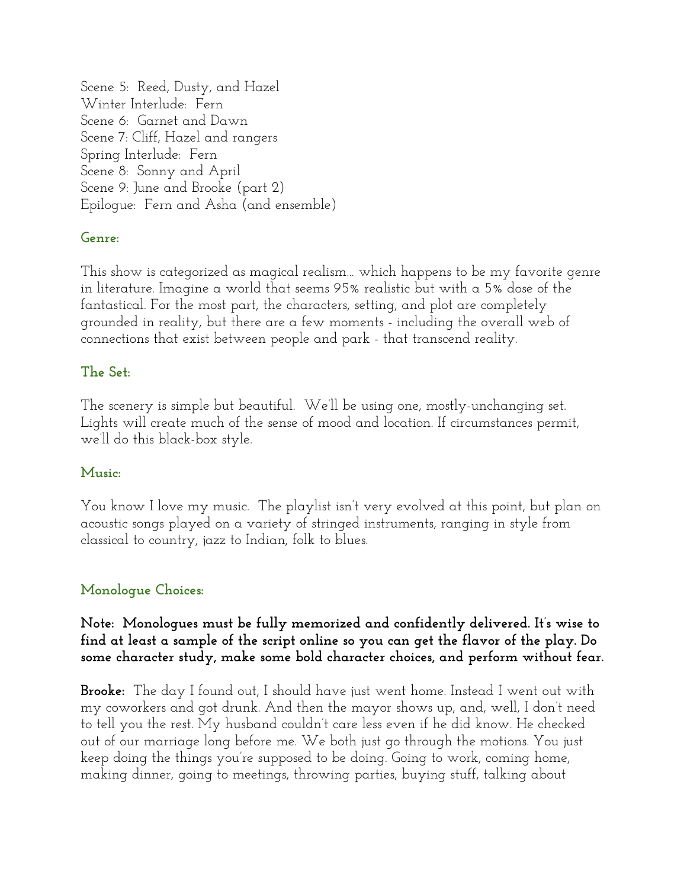Scene 5: Reed, Dusty, and Hazel
Winter Interlude: Fern
Scene 6: Garnet and Dawn
Scene 7: Cliff, Hazel and rangers
Spring Interlude: Fern
Scene 8: Sonny and April
Scene 9: June and Brooke (part 2)
Epilogue: Fern and Asha (and ensemble)

### Genre:

This show is categorized as magical realism... which happens to be my favorite genre in literature. Imagine a world that seems 95% realistic but with a 5% dose of the fantastical. For the most part, the characters, setting, and plot are completely grounded in reality, but there are a few moments - including the overall web of connections that exist between people and park - that transcend reality.

### The Set:

The scenery is simple but beautiful. We'll be using one, mostly-unchanging set. Lights will create much of the sense of mood and location. If circumstances permit, we'll do this black-box style.

### Music:

You know I love my music. The playlist isn't very evolved at this point, but plan on acoustic songs played on a variety of stringed instruments, ranging in style from classical to country, jazz to Indian, folk to blues.

### Monologue Choices:

**Note: Monologues must be fully memorized and confidently delivered. It's wise to find at least a sample of the script online so you can get the flavor of the play. Do some character study, make some bold character choices, and perform without fear.**

**Brooke:** The day I found out, I should have just went home. Instead I went out with my coworkers and got drunk. And then the mayor shows up, and, well, I don't need to tell you the rest. My husband couldn't care less even if he did know. He checked out of our marriage long before me. We both just go through the motions. You just keep doing the things you're supposed to be doing. Going to work, coming home, making dinner, going to meetings, throwing parties, buying stuff, talking about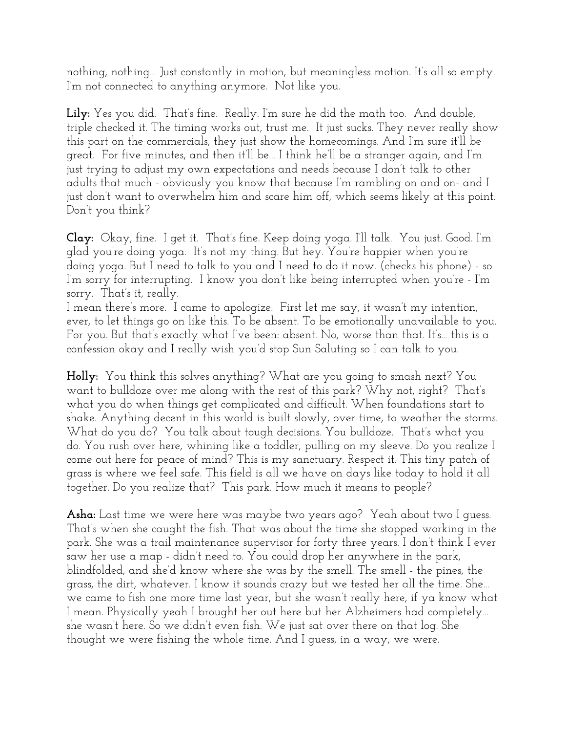nothing, nothing... Just constantly in motion, but meaningless motion. It's all so empty. I'm not connected to anything anymore. Not like you.

**Lily:** Yes you did. That's fine. Really. I'm sure he did the math too. And double, triple checked it. The timing works out, trust me. It just sucks. They never really show this part on the commercials, they just show the homecomings. And I'm sure it'll be great. For five minutes, and then it'll be... I think he'll be a stranger again, and I'm just trying to adjust my own expectations and needs because I don't talk to other adults that much - obviously you know that because I'm rambling on and on- and I just don't want to overwhelm him and scare him off, which seems likely at this point. Don't you think?

**Clay:** Okay, fine. I get it. That's fine. Keep doing yoga. I'll talk. You just. Good. I'm glad you're doing yoga. It's not my thing. But hey. You're happier when you're doing yoga. But I need to talk to you and I need to do it now. (checks his phone) - so I'm sorry for interrupting. I know you don't like being interrupted when you're - I'm sorry. That's it, really.
I mean there's more. I came to apologize. First let me say, it wasn't my intention, ever, to let things go on like this. To be absent. To be emotionally unavailable to you. For you. But that's exactly what I've been: absent. No, worse than that. It's... this is a confession okay and I really wish you'd stop Sun Saluting so I can talk to you.

**Holly:** You think this solves anything? What are you going to smash next? You want to bulldoze over me along with the rest of this park? Why not, right? That's what you do when things get complicated and difficult. When foundations start to shake. Anything decent in this world is built slowly, over time, to weather the storms. What do you do? You talk about tough decisions. You bulldoze. That's what you do. You rush over here, whining like a toddler, pulling on my sleeve. Do you realize I come out here for peace of mind? This is my sanctuary. Respect it. This tiny patch of grass is where we feel safe. This field is all we have on days like today to hold it all together. Do you realize that? This park. How much it means to people?

**Asha:** Last time we were here was maybe two years ago? Yeah about two I guess. That's when she caught the fish. That was about the time she stopped working in the park. She was a trail maintenance supervisor for forty three years. I don't think I ever saw her use a map - didn't need to. You could drop her anywhere in the park, blindfolded, and she'd know where she was by the smell. The smell - the pines, the grass, the dirt, whatever. I know it sounds crazy but we tested her all the time. She... we came to fish one more time last year, but she wasn't really here, if ya know what I mean. Physically yeah I brought her out here but her Alzheimers had completely... she wasn't here. So we didn't even fish. We just sat over there on that log. She thought we were fishing the whole time. And I guess, in a way, we were.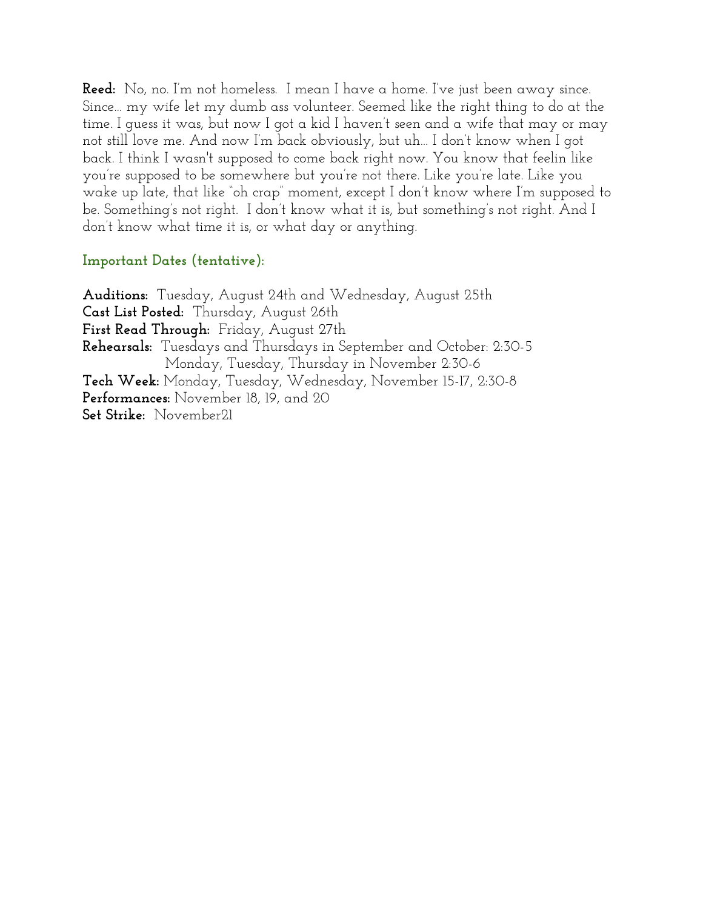**Reed:** No, no. I'm not homeless. I mean I have a home. I've just been away since. Since… my wife let my dumb ass volunteer. Seemed like the right thing to do at the time. I guess it was, but now I got a kid I haven't seen and a wife that may or may not still love me. And now I'm back obviously, but uh… I don't know when I got back. I think I wasn't supposed to come back right now. You know that feelin like you're supposed to be somewhere but you're not there. Like you're late. Like you wake up late, that like "oh crap" moment, except I don't know where I'm supposed to be. Something's not right. I don't know what it is, but something's not right. And I don't know what time it is, or what day or anything.

### Important Dates (tentative):

**Auditions:** Tuesday, August 24th and Wednesday, August 25th
**Cast List Posted:** Thursday, August 26th
**First Read Through:** Friday, August 27th
**Rehearsals:** Tuesdays and Thursdays in September and October: 2:30-5
Monday, Tuesday, Thursday in November 2:30-6
**Tech Week:** Monday, Tuesday, Wednesday, November 15-17, 2:30-8
**Performances:** November 18, 19, and 20
**Set Strike:** November21